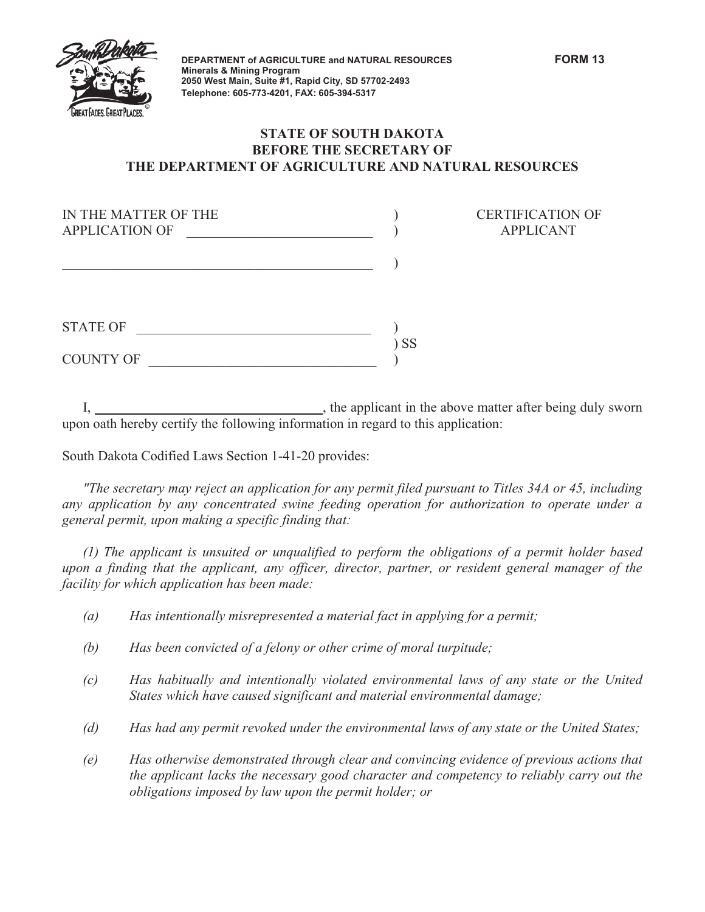**DEPARTMENT of AGRICULTURE and NATURAL RESOURCES**
**Minerals & Mining Program**
**2050 West Main, Suite #1, Rapid City, SD 57702-2493**
**Telephone: 605-773-4201, FAX: 605-394-5317**

**FORM 13**

**STATE OF SOUTH DAKOTA**
**BEFORE THE SECRETARY OF**
**THE DEPARTMENT OF AGRICULTURE AND NATURAL RESOURCES**

IN THE MATTER OF THE )
APPLICATION OF ____________________________ )
_______________________________________________ )

CERTIFICATION OF APPLICANT

STATE OF ____________________________ )
) SS
COUNTY OF ____________________________ )

I, ______________________________, the applicant in the above matter after being duly sworn upon oath hereby certify the following information in regard to this application:

South Dakota Codified Laws Section 1-41-20 provides:

*"The secretary may reject an application for any permit filed pursuant to Titles 34A or 45, including any application by any concentrated swine feeding operation for authorization to operate under a general permit, upon making a specific finding that:*

*(1) The applicant is unsuited or unqualified to perform the obligations of a permit holder based upon a finding that the applicant, any officer, director, partner, or resident general manager of the facility for which application has been made:*

- *(a) Has intentionally misrepresented a material fact in applying for a permit;*
- *(b) Has been convicted of a felony or other crime of moral turpitude;*
- *(c) Has habitually and intentionally violated environmental laws of any state or the United States which have caused significant and material environmental damage;*
- *(d) Has had any permit revoked under the environmental laws of any state or the United States;*
- *(e) Has otherwise demonstrated through clear and convincing evidence of previous actions that the applicant lacks the necessary good character and competency to reliably carry out the obligations imposed by law upon the permit holder; or*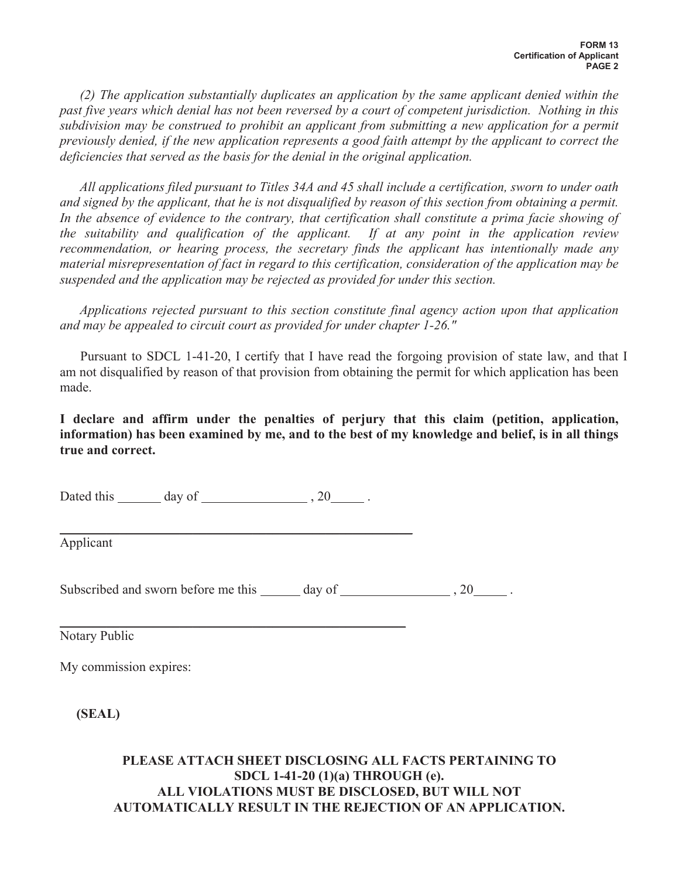*(2) The application substantially duplicates an application by the same applicant denied within the past five years which denial has not been reversed by a court of competent jurisdiction. Nothing in this subdivision may be construed to prohibit an applicant from submitting a new application for a permit previously denied, if the new application represents a good faith attempt by the applicant to correct the deficiencies that served as the basis for the denial in the original application.*

*All applications filed pursuant to Titles 34A and 45 shall include a certification, sworn to under oath and signed by the applicant, that he is not disqualified by reason of this section from obtaining a permit. In the absence of evidence to the contrary, that certification shall constitute a prima facie showing of the suitability and qualification of the applicant. If at any point in the application review recommendation, or hearing process, the secretary finds the applicant has intentionally made any material misrepresentation of fact in regard to this certification, consideration of the application may be suspended and the application may be rejected as provided for under this section.*

*Applications rejected pursuant to this section constitute final agency action upon that application and may be appealed to circuit court as provided for under chapter 1-26."*

Pursuant to SDCL 1-41-20, I certify that I have read the forgoing provision of state law, and that I am not disqualified by reason of that provision from obtaining the permit for which application has been made.

**I declare and affirm under the penalties of perjury that this claim (petition, application, information) has been examined by me, and to the best of my knowledge and belief, is in all things true and correct.**

Dated this _______ day of ________________ , 20_____ .

_______________________________________________________

Applicant

Subscribed and sworn before me this ______ day of ________________ , 20_____ .

_______________________________________________________

Notary Public

My commission expires:

**(SEAL)**

**PLEASE ATTACH SHEET DISCLOSING ALL FACTS PERTAINING TO SDCL 1-41-20 (1)(a) THROUGH (e). ALL VIOLATIONS MUST BE DISCLOSED, BUT WILL NOT AUTOMATICALLY RESULT IN THE REJECTION OF AN APPLICATION.**